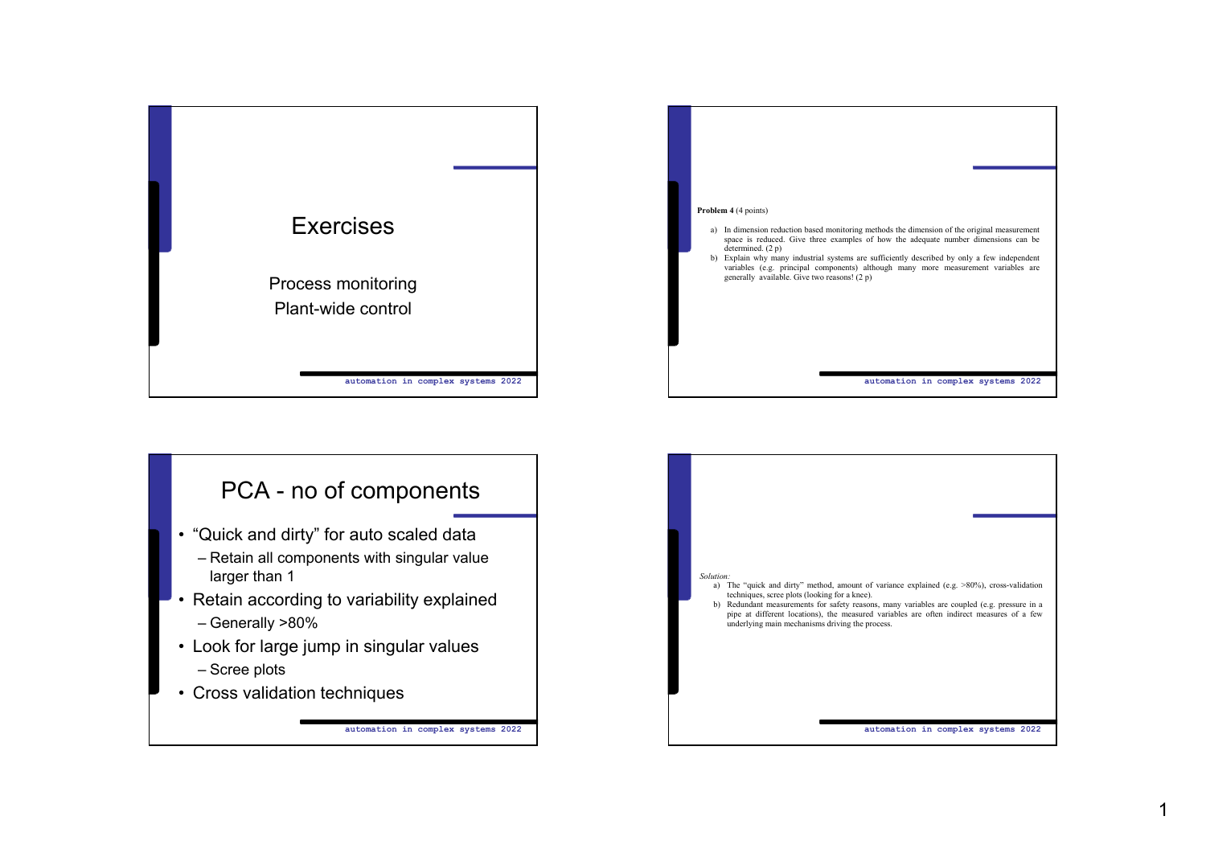# Exercises

Process monitoring

Plant-wide control

**Problem 4** (4 points)

a) In dimension reduction based monitoring methods the dimension of the original measurement space is reduced. Give three examples of how the adequate number dimensions can be determined. (2 p)

b) Explain why many industrial systems are sufficiently described by only a few independent variables (e.g. principal components) although many more measurement variables are generally available. Give two reasons! (2 p)

# PCA - no of components

- "Quick and dirty" for auto scaled data
  - Retain all components with singular value larger than 1
- Retain according to variability explained
  - Generally >80%
- Look for large jump in singular values
  - Scree plots
- Cross validation techniques

*Solution:*

a) The "quick and dirty" method, amount of variance explained (e.g. >80%), cross-validation techniques, scree plots (looking for a knee).

b) Redundant measurements for safety reasons, many variables are coupled (e.g. pressure in a pipe at different locations), the measured variables are often indirect measures of a few underlying main mechanisms driving the process.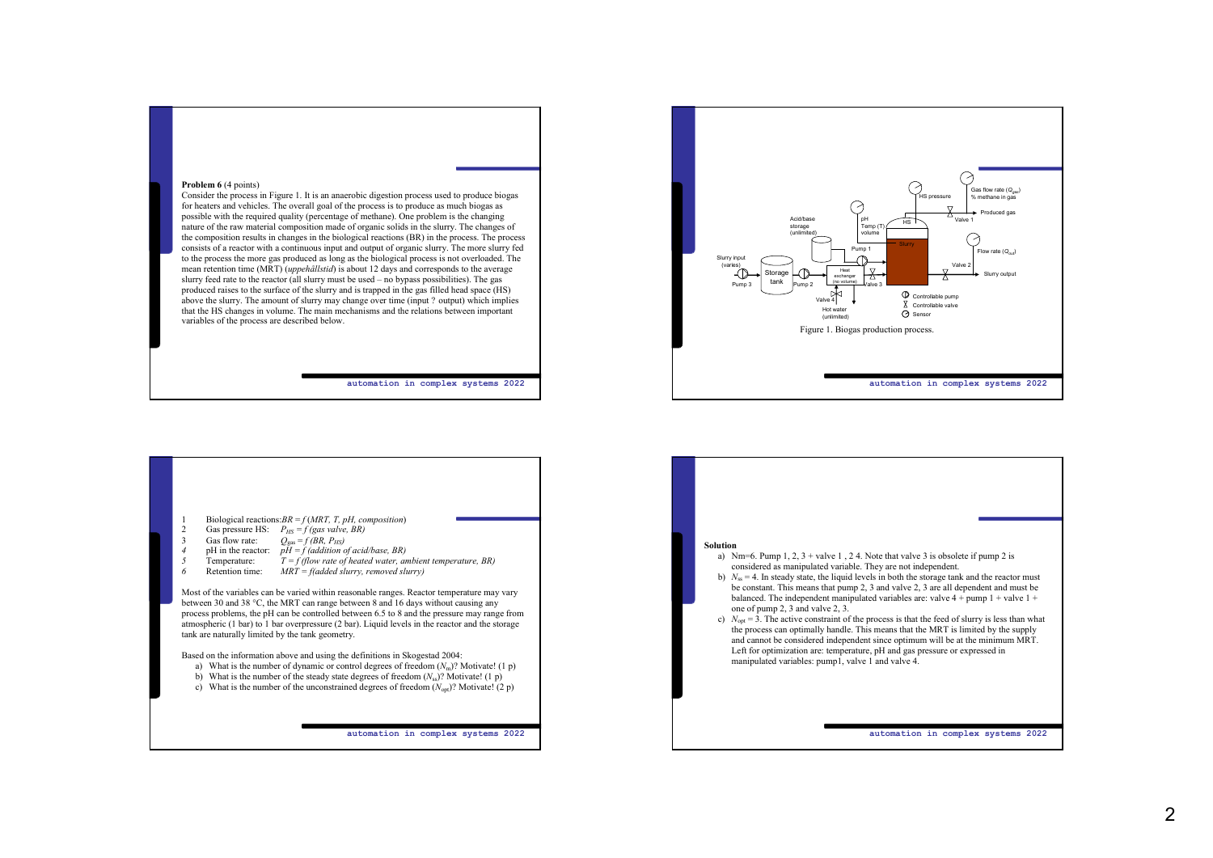**Problem 6** (4 points)

Consider the process in Figure 1. It is an anaerobic digestion process used to produce biogas for heaters and vehicles. The overall goal of the process is to produce as much biogas as possible with the required quality (percentage of methane). One problem is the changing nature of the raw material composition made of organic solids in the slurry. The changes of the composition results in changes in the biological reactions (BR) in the process. The process consists of a reactor with a continuous input and output of organic slurry. The more slurry fed to the process the more gas produced as long as the biological process is not overloaded. The mean retention time (MRT) (*uppehållstid*) is about 12 days and corresponds to the average slurry feed rate to the reactor (all slurry must be used – no bypass possibilities). The gas produced raises to the surface of the slurry and is trapped in the gas filled head space (HS) above the slurry. The amount of slurry may change over time (input ? output) which implies that the HS changes in volume. The main mechanisms and the relations between important variables of the process are described below.

HS pressure

Gas flow rate ($Q_{gas}$)
% methane in gas

Produced gas

Valve 1

HS

Acid/base storage (unlimited)

pH
Temp (T)
volume

Slurry

Pump 1

Flow rate ($Q_{out}$)

Slurry input (varies)

Storage tank

Heat exchanger (no volume)

Valve 2

Slurry output

Pump 3

Pump 2

Valve 3

Valve 4

Controllable pump

Controllable valve

Sensor

Hot water (unlimited)

Figure 1. Biogas production process.

1. Biological reactions: $BR = f\,(MRT,\ T,\ pH,\ composition)$
2. Gas pressure HS: $P_{HS} = f\ (gas\ valve,\ BR)$
3. Gas flow rate: $Q_{gas} = f\ (BR,\ P_{HS})$
4. pH in the reactor: $pH = f\ (addition\ of\ acid/base,\ BR)$
5. Temperature: $T = f\ (flow\ rate\ of\ heated\ water,\ ambient\ temperature,\ BR)$
6. Retention time: $MRT = f(added\ slurry,\ removed\ slurry)$

Most of the variables can be varied within reasonable ranges. Reactor temperature may vary between 30 and 38 °C, the MRT can range between 8 and 16 days without causing any process problems, the pH can be controlled between 6.5 to 8 and the pressure may range from atmospheric (1 bar) to 1 bar overpressure (2 bar). Liquid levels in the reactor and the storage tank are naturally limited by the tank geometry.

Based on the information above and using the definitions in Skogestad 2004:

a) What is the number of dynamic or control degrees of freedom ($N_m$)? Motivate! (1 p)
b) What is the number of the steady state degrees of freedom ($N_{ss}$)? Motivate! (1 p)
c) What is the number of the unconstrained degrees of freedom ($N_{opt}$)? Motivate! (2 p)

**Solution**

a) Nm=6. Pump 1, 2, 3 + valve 1 , 2 4. Note that valve 3 is obsolete if pump 2 is considered as manipulated variable. They are not independent.
b) $N_{ss}$ = 4. In steady state, the liquid levels in both the storage tank and the reactor must be constant. This means that pump 2, 3 and valve 2, 3 are all dependent and must be balanced. The independent manipulated variables are: valve 4 + pump 1 + valve 1 + one of pump 2, 3 and valve 2, 3.
c) $N_{opt}$ = 3. The active constraint of the process is that the feed of slurry is less than what the process can optimally handle. This means that the MRT is limited by the supply and cannot be considered independent since optimum will be at the minimum MRT. Left for optimization are: temperature, pH and gas pressure or expressed in manipulated variables: pump1, valve 1 and valve 4.